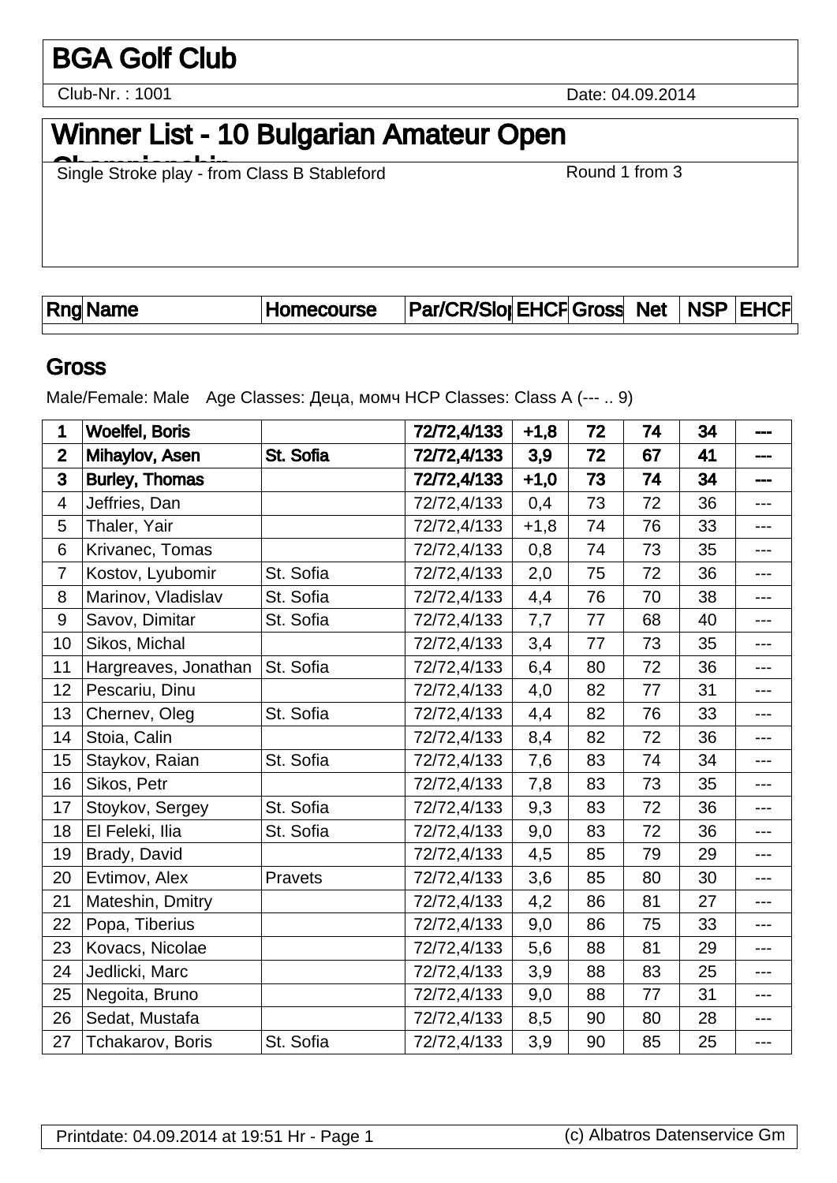# BGA Golf Club

Club-Nr. : 1001 Date: 04.09.2014

# Winner List - 10 Bulgarian Amateur Open Championship

Single Stroke play - from Class B Stableford Round 1 from 3

## Gross

Male/Female: Male Age Classes: Деца, момч HCP Classes: Class A (--- .. 9)

| Rng | Name | Homecourse | Par/CR/Slope | EHCP | Gross | Net | NSP | EHCP |
|---|---|---|---|---|---|---|---|---|
| **1** | **Woelfel, Boris** | | **72/72,4/133** | **+1,8** | **72** | **74** | **34** | **---** |
| **2** | **Mihaylov, Asen** | **St. Sofia** | **72/72,4/133** | **3,9** | **72** | **67** | **41** | **---** |
| **3** | **Burley, Thomas** | | **72/72,4/133** | **+1,0** | **73** | **74** | **34** | **---** |
| 4 | Jeffries, Dan | | 72/72,4/133 | 0,4 | 73 | 72 | 36 | --- |
| 5 | Thaler, Yair | | 72/72,4/133 | +1,8 | 74 | 76 | 33 | --- |
| 6 | Krivanec, Tomas | | 72/72,4/133 | 0,8 | 74 | 73 | 35 | --- |
| 7 | Kostov, Lyubomir | St. Sofia | 72/72,4/133 | 2,0 | 75 | 72 | 36 | --- |
| 8 | Marinov, Vladislav | St. Sofia | 72/72,4/133 | 4,4 | 76 | 70 | 38 | --- |
| 9 | Savov, Dimitar | St. Sofia | 72/72,4/133 | 7,7 | 77 | 68 | 40 | --- |
| 10 | Sikos, Michal | | 72/72,4/133 | 3,4 | 77 | 73 | 35 | --- |
| 11 | Hargreaves, Jonathan | St. Sofia | 72/72,4/133 | 6,4 | 80 | 72 | 36 | --- |
| 12 | Pescariu, Dinu | | 72/72,4/133 | 4,0 | 82 | 77 | 31 | --- |
| 13 | Chernev, Oleg | St. Sofia | 72/72,4/133 | 4,4 | 82 | 76 | 33 | --- |
| 14 | Stoia, Calin | | 72/72,4/133 | 8,4 | 82 | 72 | 36 | --- |
| 15 | Staykov, Raian | St. Sofia | 72/72,4/133 | 7,6 | 83 | 74 | 34 | --- |
| 16 | Sikos, Petr | | 72/72,4/133 | 7,8 | 83 | 73 | 35 | --- |
| 17 | Stoykov, Sergey | St. Sofia | 72/72,4/133 | 9,3 | 83 | 72 | 36 | --- |
| 18 | El Feleki, Ilia | St. Sofia | 72/72,4/133 | 9,0 | 83 | 72 | 36 | --- |
| 19 | Brady, David | | 72/72,4/133 | 4,5 | 85 | 79 | 29 | --- |
| 20 | Evtimov, Alex | Pravets | 72/72,4/133 | 3,6 | 85 | 80 | 30 | --- |
| 21 | Mateshin, Dmitry | | 72/72,4/133 | 4,2 | 86 | 81 | 27 | --- |
| 22 | Popa, Tiberius | | 72/72,4/133 | 9,0 | 86 | 75 | 33 | --- |
| 23 | Kovacs, Nicolae | | 72/72,4/133 | 5,6 | 88 | 81 | 29 | --- |
| 24 | Jedlicki, Marc | | 72/72,4/133 | 3,9 | 88 | 83 | 25 | --- |
| 25 | Negoita, Bruno | | 72/72,4/133 | 9,0 | 88 | 77 | 31 | --- |
| 26 | Sedat, Mustafa | | 72/72,4/133 | 8,5 | 90 | 80 | 28 | --- |
| 27 | Tchakarov, Boris | St. Sofia | 72/72,4/133 | 3,9 | 90 | 85 | 25 | --- |

Printdate: 04.09.2014 at 19:51 Hr (c) Albatros Datenservice Gm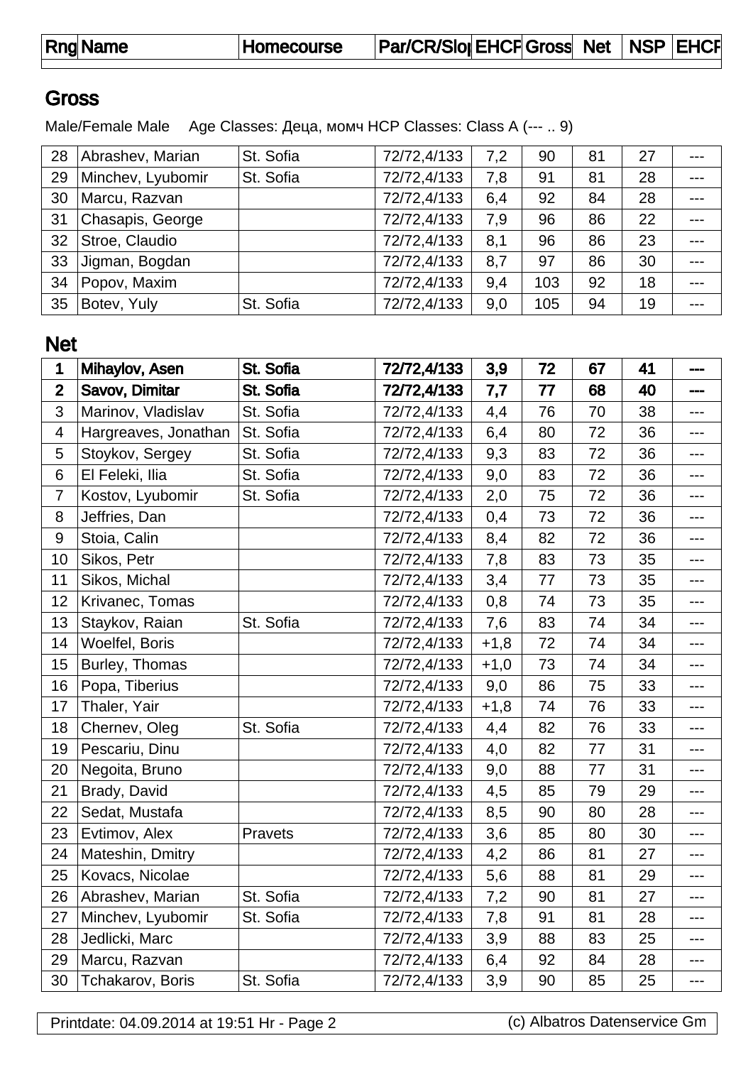| Rng | Name | Homecourse | Par/CR/Slo | EHCP | Gross | Net | NSP | EHCP |
|---|---|---|---|---|---|---|---|---|

## Gross

Male/Female Male    Age Classes: Деца, момч HCP Classes: Class A (--- .. 9)

| Rng | Name | Homecourse | Par/CR/Slo | EHCP | Gross | Net | NSP | EHCP |
|---|---|---|---|---|---|---|---|---|
| 28 | Abrashev, Marian | St. Sofia | 72/72,4/133 | 7,2 | 90 | 81 | 27 | --- |
| 29 | Minchev, Lyubomir | St. Sofia | 72/72,4/133 | 7,8 | 91 | 81 | 28 | --- |
| 30 | Marcu, Razvan | | 72/72,4/133 | 6,4 | 92 | 84 | 28 | --- |
| 31 | Chasapis, George | | 72/72,4/133 | 7,9 | 96 | 86 | 22 | --- |
| 32 | Stroe, Claudio | | 72/72,4/133 | 8,1 | 96 | 86 | 23 | --- |
| 33 | Jigman, Bogdan | | 72/72,4/133 | 8,7 | 97 | 86 | 30 | --- |
| 34 | Popov, Maxim | | 72/72,4/133 | 9,4 | 103 | 92 | 18 | --- |
| 35 | Botev, Yuly | St. Sofia | 72/72,4/133 | 9,0 | 105 | 94 | 19 | --- |

## Net

| Rng | Name | Homecourse | Par/CR/Slo | EHCP | Gross | Net | NSP | EHCP |
|---|---|---|---|---|---|---|---|---|
| **1** | **Mihaylov, Asen** | **St. Sofia** | **72/72,4/133** | **3,9** | **72** | **67** | **41** | **---** |
| **2** | **Savov, Dimitar** | **St. Sofia** | **72/72,4/133** | **7,7** | **77** | **68** | **40** | **---** |
| 3 | Marinov, Vladislav | St. Sofia | 72/72,4/133 | 4,4 | 76 | 70 | 38 | --- |
| 4 | Hargreaves, Jonathan | St. Sofia | 72/72,4/133 | 6,4 | 80 | 72 | 36 | --- |
| 5 | Stoykov, Sergey | St. Sofia | 72/72,4/133 | 9,3 | 83 | 72 | 36 | --- |
| 6 | El Feleki, Ilia | St. Sofia | 72/72,4/133 | 9,0 | 83 | 72 | 36 | --- |
| 7 | Kostov, Lyubomir | St. Sofia | 72/72,4/133 | 2,0 | 75 | 72 | 36 | --- |
| 8 | Jeffries, Dan | | 72/72,4/133 | 0,4 | 73 | 72 | 36 | --- |
| 9 | Stoia, Calin | | 72/72,4/133 | 8,4 | 82 | 72 | 36 | --- |
| 10 | Sikos, Petr | | 72/72,4/133 | 7,8 | 83 | 73 | 35 | --- |
| 11 | Sikos, Michal | | 72/72,4/133 | 3,4 | 77 | 73 | 35 | --- |
| 12 | Krivanec, Tomas | | 72/72,4/133 | 0,8 | 74 | 73 | 35 | --- |
| 13 | Staykov, Raian | St. Sofia | 72/72,4/133 | 7,6 | 83 | 74 | 34 | --- |
| 14 | Woelfel, Boris | | 72/72,4/133 | +1,8 | 72 | 74 | 34 | --- |
| 15 | Burley, Thomas | | 72/72,4/133 | +1,0 | 73 | 74 | 34 | --- |
| 16 | Popa, Tiberius | | 72/72,4/133 | 9,0 | 86 | 75 | 33 | --- |
| 17 | Thaler, Yair | | 72/72,4/133 | +1,8 | 74 | 76 | 33 | --- |
| 18 | Chernev, Oleg | St. Sofia | 72/72,4/133 | 4,4 | 82 | 76 | 33 | --- |
| 19 | Pescariu, Dinu | | 72/72,4/133 | 4,0 | 82 | 77 | 31 | --- |
| 20 | Negoita, Bruno | | 72/72,4/133 | 9,0 | 88 | 77 | 31 | --- |
| 21 | Brady, David | | 72/72,4/133 | 4,5 | 85 | 79 | 29 | --- |
| 22 | Sedat, Mustafa | | 72/72,4/133 | 8,5 | 90 | 80 | 28 | --- |
| 23 | Evtimov, Alex | Pravets | 72/72,4/133 | 3,6 | 85 | 80 | 30 | --- |
| 24 | Mateshin, Dmitry | | 72/72,4/133 | 4,2 | 86 | 81 | 27 | --- |
| 25 | Kovacs, Nicolae | | 72/72,4/133 | 5,6 | 88 | 81 | 29 | --- |
| 26 | Abrashev, Marian | St. Sofia | 72/72,4/133 | 7,2 | 90 | 81 | 27 | --- |
| 27 | Minchev, Lyubomir | St. Sofia | 72/72,4/133 | 7,8 | 91 | 81 | 28 | --- |
| 28 | Jedlicki, Marc | | 72/72,4/133 | 3,9 | 88 | 83 | 25 | --- |
| 29 | Marcu, Razvan | | 72/72,4/133 | 6,4 | 92 | 84 | 28 | --- |
| 30 | Tchakarov, Boris | St. Sofia | 72/72,4/133 | 3,9 | 90 | 85 | 25 | --- |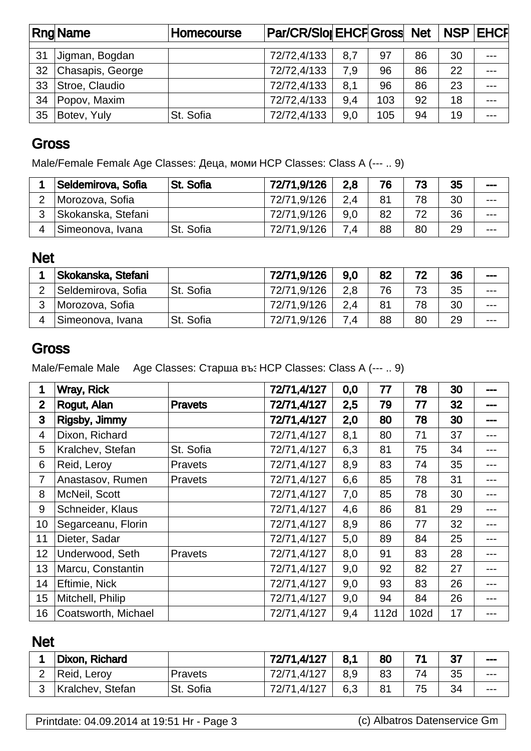| Rng | Name | Homecourse | Par/CR/Slo | EHCP | Gross | Net | NSP | EHCP |
|---|---|---|---|---|---|---|---|---|
| 31 | Jigman, Bogdan | | 72/72,4/133 | 8,7 | 97 | 86 | 30 | --- |
| 32 | Chasapis, George | | 72/72,4/133 | 7,9 | 96 | 86 | 22 | --- |
| 33 | Stroe, Claudio | | 72/72,4/133 | 8,1 | 96 | 86 | 23 | --- |
| 34 | Popov, Maxim | | 72/72,4/133 | 9,4 | 103 | 92 | 18 | --- |
| 35 | Botev, Yuly | St. Sofia | 72/72,4/133 | 9,0 | 105 | 94 | 19 | --- |

## Gross

Male/Female Female Age Classes: Деца, моми HCP Classes: Class A (--- .. 9)

| Rng | Name | Homecourse | Par/CR/Slo | EHCP | Gross | Net | NSP | EHCP |
|---|---|---|---|---|---|---|---|---|
| **1** | **Seldemirova, Sofia** | **St. Sofia** | **72/71,9/126** | **2,8** | **76** | **73** | **35** | **---** |
| 2 | Morozova, Sofia | | 72/71,9/126 | 2,4 | 81 | 78 | 30 | --- |
| 3 | Skokanska, Stefani | | 72/71,9/126 | 9,0 | 82 | 72 | 36 | --- |
| 4 | Simeonova, Ivana | St. Sofia | 72/71,9/126 | 7,4 | 88 | 80 | 29 | --- |

## Net

| Rng | Name | Homecourse | Par/CR/Slo | EHCP | Gross | Net | NSP | EHCP |
|---|---|---|---|---|---|---|---|---|
| **1** | **Skokanska, Stefani** | | **72/71,9/126** | **9,0** | **82** | **72** | **36** | **---** |
| 2 | Seldemirova, Sofia | St. Sofia | 72/71,9/126 | 2,8 | 76 | 73 | 35 | --- |
| 3 | Morozova, Sofia | | 72/71,9/126 | 2,4 | 81 | 78 | 30 | --- |
| 4 | Simeonova, Ivana | St. Sofia | 72/71,9/126 | 7,4 | 88 | 80 | 29 | --- |

## Gross

Male/Female Male Age Classes: Старша въз HCP Classes: Class A (--- .. 9)

| Rng | Name | Homecourse | Par/CR/Slo | EHCP | Gross | Net | NSP | EHCP |
|---|---|---|---|---|---|---|---|---|
| **1** | **Wray, Rick** | | **72/71,4/127** | **0,0** | **77** | **78** | **30** | **---** |
| **2** | **Rogut, Alan** | **Pravets** | **72/71,4/127** | **2,5** | **79** | **77** | **32** | **---** |
| **3** | **Rigsby, Jimmy** | | **72/71,4/127** | **2,0** | **80** | **78** | **30** | **---** |
| 4 | Dixon, Richard | | 72/71,4/127 | 8,1 | 80 | 71 | 37 | --- |
| 5 | Kralchev, Stefan | St. Sofia | 72/71,4/127 | 6,3 | 81 | 75 | 34 | --- |
| 6 | Reid, Leroy | Pravets | 72/71,4/127 | 8,9 | 83 | 74 | 35 | --- |
| 7 | Anastasov, Rumen | Pravets | 72/71,4/127 | 6,6 | 85 | 78 | 31 | --- |
| 8 | McNeil, Scott | | 72/71,4/127 | 7,0 | 85 | 78 | 30 | --- |
| 9 | Schneider, Klaus | | 72/71,4/127 | 4,6 | 86 | 81 | 29 | --- |
| 10 | Segarceanu, Florin | | 72/71,4/127 | 8,9 | 86 | 77 | 32 | --- |
| 11 | Dieter, Sadar | | 72/71,4/127 | 5,0 | 89 | 84 | 25 | --- |
| 12 | Underwood, Seth | Pravets | 72/71,4/127 | 8,0 | 91 | 83 | 28 | --- |
| 13 | Marcu, Constantin | | 72/71,4/127 | 9,0 | 92 | 82 | 27 | --- |
| 14 | Eftimie, Nick | | 72/71,4/127 | 9,0 | 93 | 83 | 26 | --- |
| 15 | Mitchell, Philip | | 72/71,4/127 | 9,0 | 94 | 84 | 26 | --- |
| 16 | Coatsworth, Michael | | 72/71,4/127 | 9,4 | 112d | 102d | 17 | --- |

## Net

| Rng | Name | Homecourse | Par/CR/Slo | EHCP | Gross | Net | NSP | EHCP |
|---|---|---|---|---|---|---|---|---|
| **1** | **Dixon, Richard** | | **72/71,4/127** | **8,1** | **80** | **71** | **37** | **---** |
| 2 | Reid, Leroy | Pravets | 72/71,4/127 | 8,9 | 83 | 74 | 35 | --- |
| 3 | Kralchev, Stefan | St. Sofia | 72/71,4/127 | 6,3 | 81 | 75 | 34 | --- |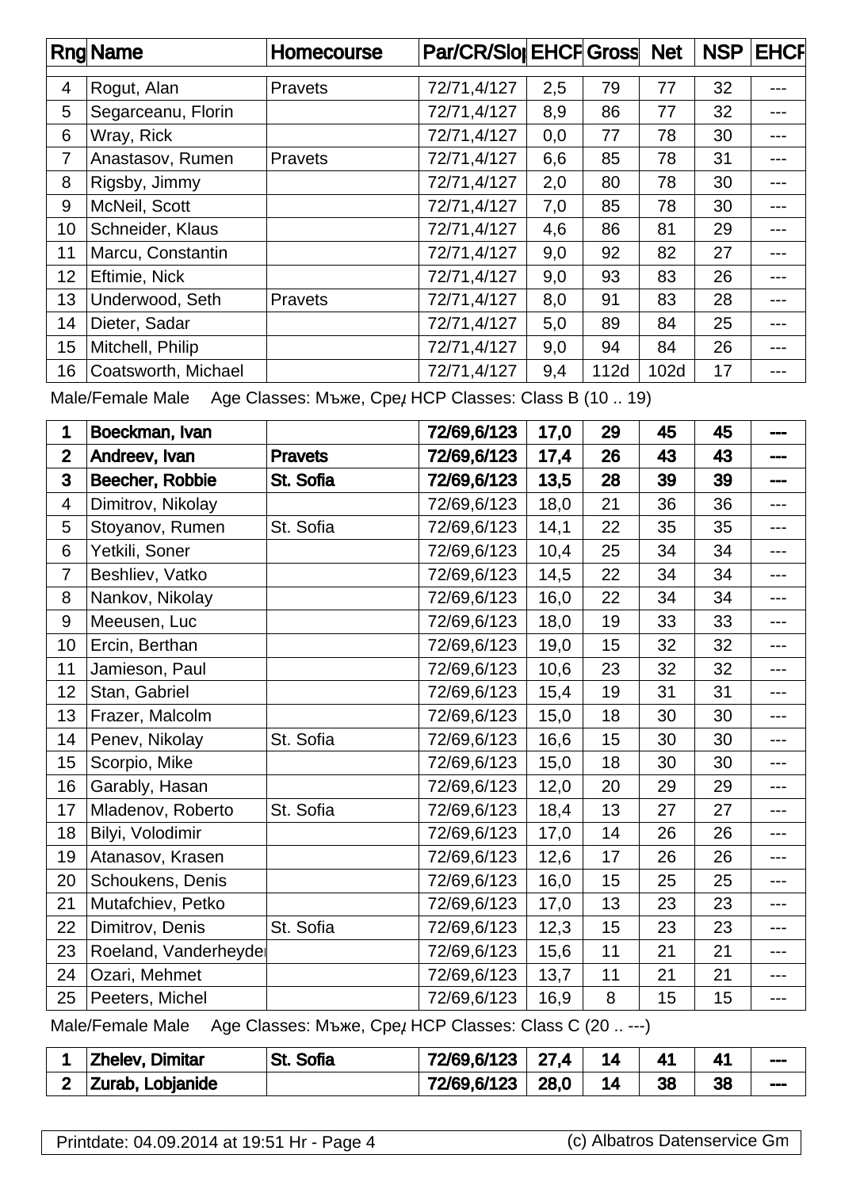| Rng | Name | Homecourse | Par/CR/Slo | EHCP | Gross | Net | NSP | EHCP |
|---|---|---|---|---|---|---|---|---|
| 4 | Rogut, Alan | Pravets | 72/71,4/127 | 2,5 | 79 | 77 | 32 | --- |
| 5 | Segarceanu, Florin | | 72/71,4/127 | 8,9 | 86 | 77 | 32 | --- |
| 6 | Wray, Rick | | 72/71,4/127 | 0,0 | 77 | 78 | 30 | --- |
| 7 | Anastasov, Rumen | Pravets | 72/71,4/127 | 6,6 | 85 | 78 | 31 | --- |
| 8 | Rigsby, Jimmy | | 72/71,4/127 | 2,0 | 80 | 78 | 30 | --- |
| 9 | McNeil, Scott | | 72/71,4/127 | 7,0 | 85 | 78 | 30 | --- |
| 10 | Schneider, Klaus | | 72/71,4/127 | 4,6 | 86 | 81 | 29 | --- |
| 11 | Marcu, Constantin | | 72/71,4/127 | 9,0 | 92 | 82 | 27 | --- |
| 12 | Eftimie, Nick | | 72/71,4/127 | 9,0 | 93 | 83 | 26 | --- |
| 13 | Underwood, Seth | Pravets | 72/71,4/127 | 8,0 | 91 | 83 | 28 | --- |
| 14 | Dieter, Sadar | | 72/71,4/127 | 5,0 | 89 | 84 | 25 | --- |
| 15 | Mitchell, Philip | | 72/71,4/127 | 9,0 | 94 | 84 | 26 | --- |
| 16 | Coatsworth, Michael | | 72/71,4/127 | 9,4 | 112d | 102d | 17 | --- |

Male/Female Male Age Classes: Мъже, Сред HCP Classes: Class B (10 .. 19)

| Rng | Name | Homecourse | Par/CR/Slo | EHCP | Gross | Net | NSP | EHCP |
|---|---|---|---|---|---|---|---|---|
| **1** | **Boeckman, Ivan** | | **72/69,6/123** | **17,0** | **29** | **45** | **45** | **---** |
| **2** | **Andreev, Ivan** | **Pravets** | **72/69,6/123** | **17,4** | **26** | **43** | **43** | **---** |
| **3** | **Beecher, Robbie** | **St. Sofia** | **72/69,6/123** | **13,5** | **28** | **39** | **39** | **---** |
| 4 | Dimitrov, Nikolay | | 72/69,6/123 | 18,0 | 21 | 36 | 36 | --- |
| 5 | Stoyanov, Rumen | St. Sofia | 72/69,6/123 | 14,1 | 22 | 35 | 35 | --- |
| 6 | Yetkili, Soner | | 72/69,6/123 | 10,4 | 25 | 34 | 34 | --- |
| 7 | Beshliev, Vatko | | 72/69,6/123 | 14,5 | 22 | 34 | 34 | --- |
| 8 | Nankov, Nikolay | | 72/69,6/123 | 16,0 | 22 | 34 | 34 | --- |
| 9 | Meeusen, Luc | | 72/69,6/123 | 18,0 | 19 | 33 | 33 | --- |
| 10 | Ercin, Berthan | | 72/69,6/123 | 19,0 | 15 | 32 | 32 | --- |
| 11 | Jamieson, Paul | | 72/69,6/123 | 10,6 | 23 | 32 | 32 | --- |
| 12 | Stan, Gabriel | | 72/69,6/123 | 15,4 | 19 | 31 | 31 | --- |
| 13 | Frazer, Malcolm | | 72/69,6/123 | 15,0 | 18 | 30 | 30 | --- |
| 14 | Penev, Nikolay | St. Sofia | 72/69,6/123 | 16,6 | 15 | 30 | 30 | --- |
| 15 | Scorpio, Mike | | 72/69,6/123 | 15,0 | 18 | 30 | 30 | --- |
| 16 | Garably, Hasan | | 72/69,6/123 | 12,0 | 20 | 29 | 29 | --- |
| 17 | Mladenov, Roberto | St. Sofia | 72/69,6/123 | 18,4 | 13 | 27 | 27 | --- |
| 18 | Bilyi, Volodimir | | 72/69,6/123 | 17,0 | 14 | 26 | 26 | --- |
| 19 | Atanasov, Krasen | | 72/69,6/123 | 12,6 | 17 | 26 | 26 | --- |
| 20 | Schoukens, Denis | | 72/69,6/123 | 16,0 | 15 | 25 | 25 | --- |
| 21 | Mutafchiev, Petko | | 72/69,6/123 | 17,0 | 13 | 23 | 23 | --- |
| 22 | Dimitrov, Denis | St. Sofia | 72/69,6/123 | 12,3 | 15 | 23 | 23 | --- |
| 23 | Roeland, Vanderheyder | | 72/69,6/123 | 15,6 | 11 | 21 | 21 | --- |
| 24 | Ozari, Mehmet | | 72/69,6/123 | 13,7 | 11 | 21 | 21 | --- |
| 25 | Peeters, Michel | | 72/69,6/123 | 16,9 | 8 | 15 | 15 | --- |

Male/Female Male Age Classes: Мъже, Сред HCP Classes: Class C (20 .. ---)

| Rng | Name | Homecourse | Par/CR/Slo | EHCP | Gross | Net | NSP | EHCP |
|---|---|---|---|---|---|---|---|---|
| **1** | **Zhelev, Dimitar** | **St. Sofia** | **72/69,6/123** | **27,4** | **14** | **41** | **41** | **---** |
| **2** | **Zurab, Lobjanide** | | **72/69,6/123** | **28,0** | **14** | **38** | **38** | **---** |

Printdate: 04.09.2014 at 19:51 Hr - Page 4 (c) Albatros Datenservice Gm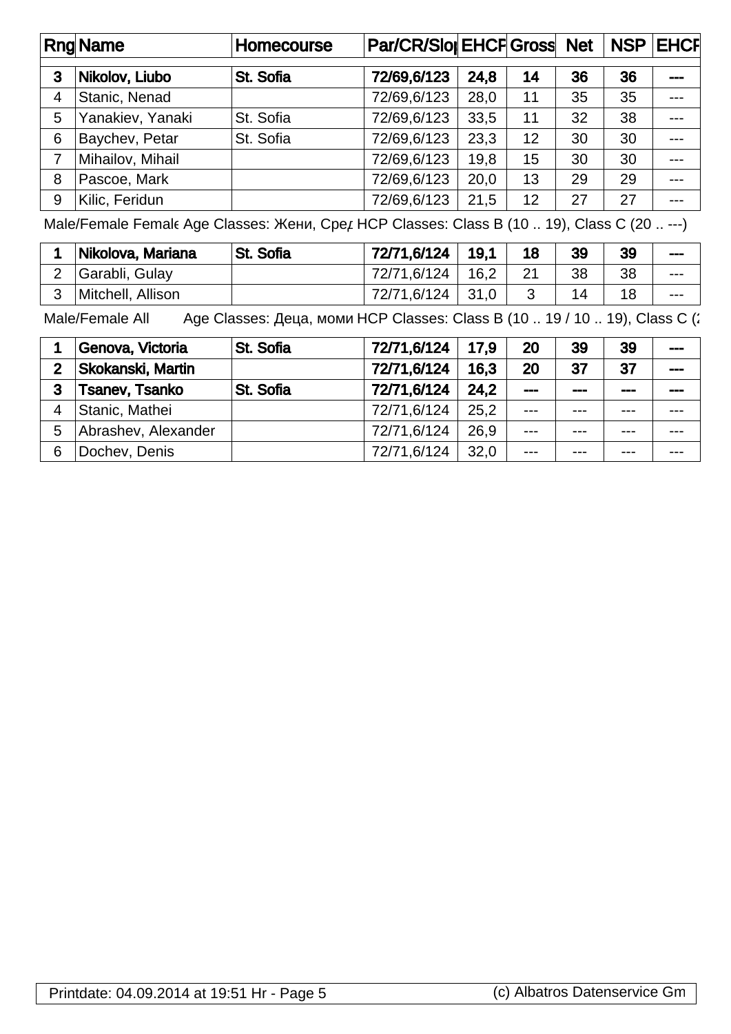| Rng | Name | Homecourse | Par/CR/Slo | EHCP | Gross | Net | NSP | EHCP |
|---|---|---|---|---|---|---|---|---|
| **3** | **Nikolov, Liubo** | **St. Sofia** | **72/69,6/123** | **24,8** | **14** | **36** | **36** | **---** |
| 4 | Stanic, Nenad | | 72/69,6/123 | 28,0 | 11 | 35 | 35 | --- |
| 5 | Yanakiev, Yanaki | St. Sofia | 72/69,6/123 | 33,5 | 11 | 32 | 38 | --- |
| 6 | Baychev, Petar | St. Sofia | 72/69,6/123 | 23,3 | 12 | 30 | 30 | --- |
| 7 | Mihailov, Mihail | | 72/69,6/123 | 19,8 | 15 | 30 | 30 | --- |
| 8 | Pascoe, Mark | | 72/69,6/123 | 20,0 | 13 | 29 | 29 | --- |
| 9 | Kilic, Feridun | | 72/69,6/123 | 21,5 | 12 | 27 | 27 | --- |

Male/Female Female Age Classes: Жени, Сред HCP Classes: Class B (10 .. 19), Class C (20 .. ---)

| Rng | Name | Homecourse | Par/CR/Slo | EHCP | Gross | Net | NSP | EHCP |
|---|---|---|---|---|---|---|---|---|
| **1** | **Nikolova, Mariana** | **St. Sofia** | **72/71,6/124** | **19,1** | **18** | **39** | **39** | **---** |
| 2 | Garabli, Gulay | | 72/71,6/124 | 16,2 | 21 | 38 | 38 | --- |
| 3 | Mitchell, Allison | | 72/71,6/124 | 31,0 | 3 | 14 | 18 | --- |

Male/Female All Age Classes: Деца, моми HCP Classes: Class B (10 .. 19 / 10 .. 19), Class C (2

| Rng | Name | Homecourse | Par/CR/Slo | EHCP | Gross | Net | NSP | EHCP |
|---|---|---|---|---|---|---|---|---|
| **1** | **Genova, Victoria** | **St. Sofia** | **72/71,6/124** | **17,9** | **20** | **39** | **39** | **---** |
| **2** | **Skokanski, Martin** | | **72/71,6/124** | **16,3** | **20** | **37** | **37** | **---** |
| **3** | **Tsanev, Tsanko** | **St. Sofia** | **72/71,6/124** | **24,2** | **---** | **---** | **---** | **---** |
| 4 | Stanic, Mathei | | 72/71,6/124 | 25,2 | --- | --- | --- | --- |
| 5 | Abrashev, Alexander | | 72/71,6/124 | 26,9 | --- | --- | --- | --- |
| 6 | Dochev, Denis | | 72/71,6/124 | 32,0 | --- | --- | --- | --- |